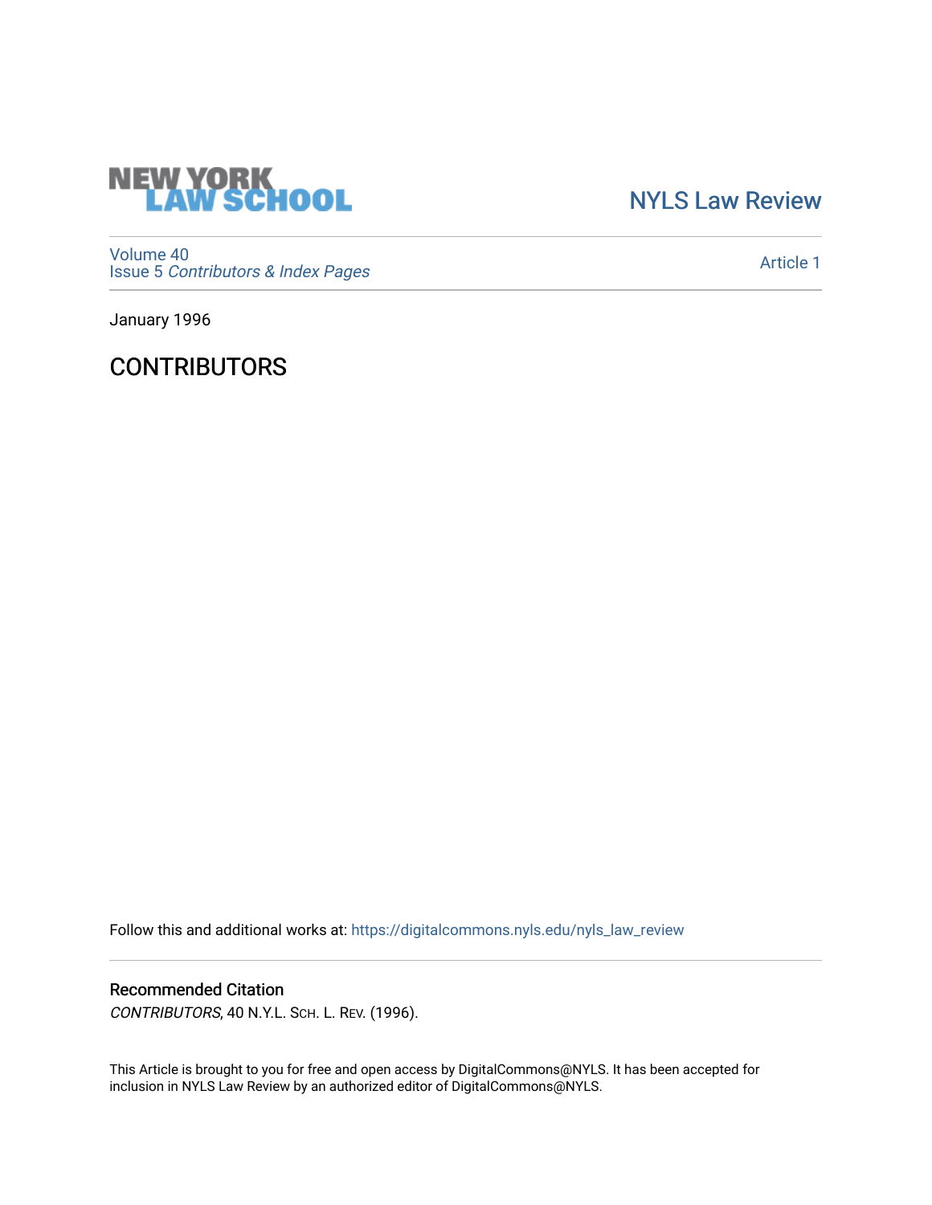NEW YORK LAW SCHOOL

NYLS Law Review

Volume 40
Issue 5 *Contributors & Index Pages*

Article 1

January 1996

# CONTRIBUTORS

Follow this and additional works at: https://digitalcommons.nyls.edu/nyls_law_review

## Recommended Citation

*CONTRIBUTORS*, 40 N.Y.L. Sch. L. Rev. (1996).

This Article is brought to you for free and open access by DigitalCommons@NYLS. It has been accepted for inclusion in NYLS Law Review by an authorized editor of DigitalCommons@NYLS.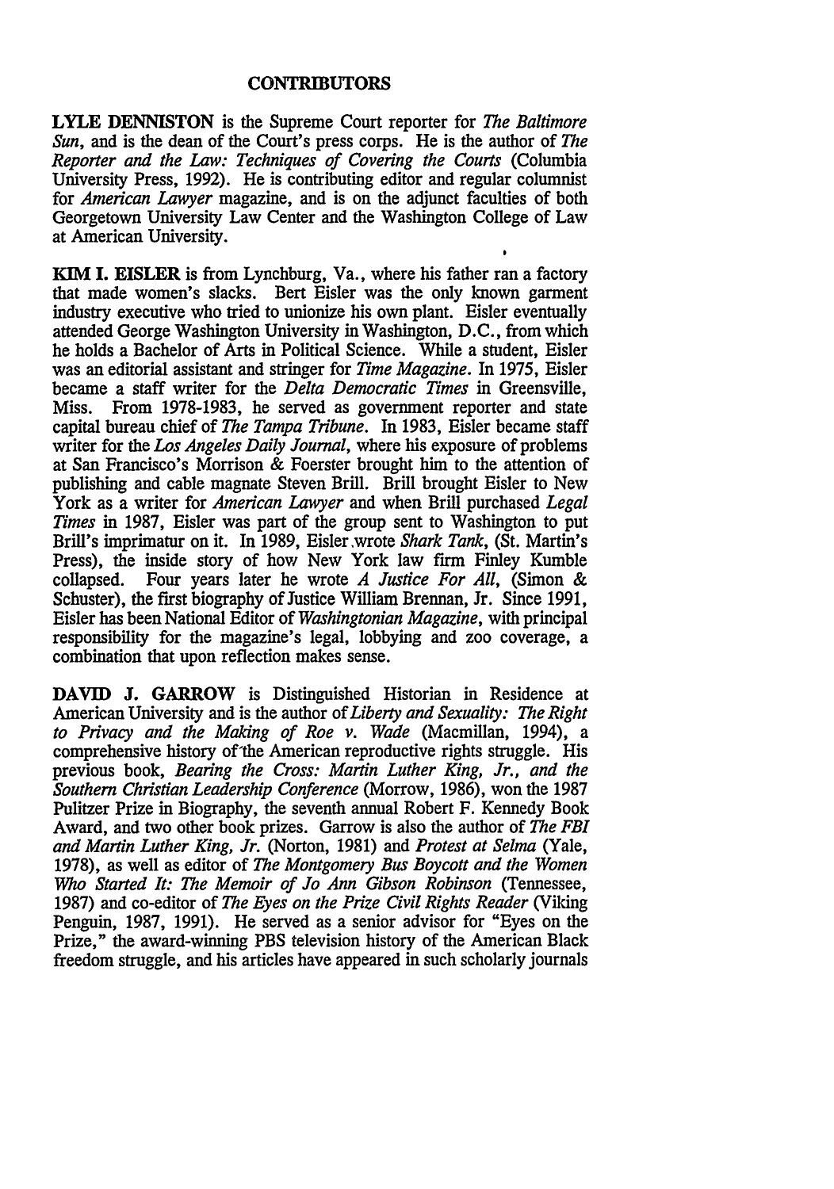## CONTRIBUTORS

**LYLE DENNISTON** is the Supreme Court reporter for *The Baltimore Sun*, and is the dean of the Court's press corps. He is the author of *The Reporter and the Law: Techniques of Covering the Courts* (Columbia University Press, 1992). He is contributing editor and regular columnist for *American Lawyer* magazine, and is on the adjunct faculties of both Georgetown University Law Center and the Washington College of Law at American University.

**KIM I. EISLER** is from Lynchburg, Va., where his father ran a factory that made women's slacks. Bert Eisler was the only known garment industry executive who tried to unionize his own plant. Eisler eventually attended George Washington University in Washington, D.C., from which he holds a Bachelor of Arts in Political Science. While a student, Eisler was an editorial assistant and stringer for *Time Magazine*. In 1975, Eisler became a staff writer for the *Delta Democratic Times* in Greensville, Miss. From 1978-1983, he served as government reporter and state capital bureau chief of *The Tampa Tribune*. In 1983, Eisler became staff writer for the *Los Angeles Daily Journal*, where his exposure of problems at San Francisco's Morrison & Foerster brought him to the attention of publishing and cable magnate Steven Brill. Brill brought Eisler to New York as a writer for *American Lawyer* and when Brill purchased *Legal Times* in 1987, Eisler was part of the group sent to Washington to put Brill's imprimatur on it. In 1989, Eisler wrote *Shark Tank*, (St. Martin's Press), the inside story of how New York law firm Finley Kumble collapsed. Four years later he wrote *A Justice For All*, (Simon & Schuster), the first biography of Justice William Brennan, Jr. Since 1991, Eisler has been National Editor of *Washingtonian Magazine*, with principal responsibility for the magazine's legal, lobbying and zoo coverage, a combination that upon reflection makes sense.

**DAVID J. GARROW** is Distinguished Historian in Residence at American University and is the author of *Liberty and Sexuality: The Right to Privacy and the Making of Roe v. Wade* (Macmillan, 1994), a comprehensive history of the American reproductive rights struggle. His previous book, *Bearing the Cross: Martin Luther King, Jr., and the Southern Christian Leadership Conference* (Morrow, 1986), won the 1987 Pulitzer Prize in Biography, the seventh annual Robert F. Kennedy Book Award, and two other book prizes. Garrow is also the author of *The FBI and Martin Luther King, Jr.* (Norton, 1981) and *Protest at Selma* (Yale, 1978), as well as editor of *The Montgomery Bus Boycott and the Women Who Started It: The Memoir of Jo Ann Gibson Robinson* (Tennessee, 1987) and co-editor of *The Eyes on the Prize Civil Rights Reader* (Viking Penguin, 1987, 1991). He served as a senior advisor for "Eyes on the Prize," the award-winning PBS television history of the American Black freedom struggle, and his articles have appeared in such scholarly journals